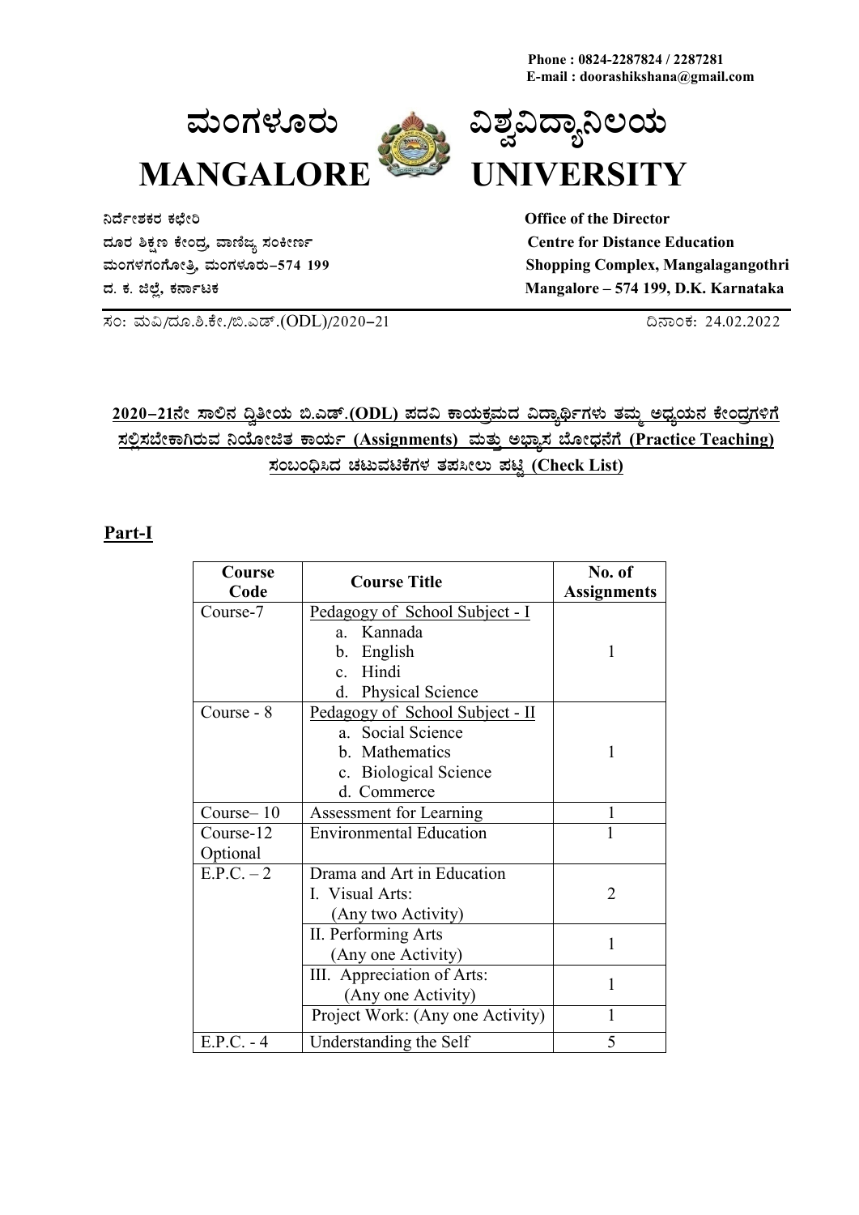Phone : 0824-2287824 / 2287281
E-mail : doorashikshana@gmail.com

# ಮಂಗಳೂರು ವಿಶ್ವವಿದ್ಯಾನಿಲಯ
# MANGALORE UNIVERSITY

ನಿರ್ದೇಶಕರ ಕಛೇರಿ
ದೂರ ಶಿಕ್ಷಣ ಕೇಂದ್ರ, ವಾಣಿಜ್ಯ ಸಂಕೀರ್ಣ
ಮಂಗಳಗಂಗೋತ್ರಿ, ಮಂಗಳೂರು–574 199
ದ. ಕ. ಜಿಲ್ಲೆ, ಕರ್ನಾಟಕ

**Office of the Director**
**Centre for Distance Education**
**Shopping Complex, Mangalagangothri**
**Mangalore – 574 199, D.K. Karnataka**

ಸಂ: ಮವಿ/ದೂ.ಶಿ.ಕೇ./ಬಿ.ಎಡ್.(ODL)/2020–21

ದಿನಾಂಕ: 24.02.2022

**2020–21ನೇ ಸಾಲಿನ ದ್ವಿತೀಯ ಬಿ.ಎಡ್.(ODL) ಪದವಿ ಕಾಯಕ್ರಮದ ವಿದ್ಯಾರ್ಥಿಗಳು ತಮ್ಮ ಅಧ್ಯಯನ ಕೇಂದ್ರಗಳಿಗೆ ಸಲ್ಲಿಸಬೇಕಾಗಿರುವ ನಿಯೋಜಿತ ಕಾರ್ಯ (Assignments) ಮತ್ತು ಅಭ್ಯಾಸ ಬೋಧನೆಗೆ (Practice Teaching) ಸಂಬಂಧಿಸಿದ ಚಟುವಟಿಕೆಗಳ ತಪಸೀಲು ಪಟ್ಟಿ (Check List)**

## Part-I

| Course Code | Course Title | No. of Assignments |
|---|---|---|
| Course-7 | Pedagogy of School Subject - I<br>a. Kannada<br>b. English<br>c. Hindi<br>d. Physical Science | 1 |
| Course - 8 | Pedagogy of School Subject - II<br>a. Social Science<br>b. Mathematics<br>c. Biological Science<br>d. Commerce | 1 |
| Course– 10 | Assessment for Learning | 1 |
| Course-12 Optional | Environmental Education | 1 |
| E.P.C. – 2 | Drama and Art in Education<br>I. Visual Arts:<br>(Any two Activity) | 2 |
| | II. Performing Arts<br>(Any one Activity) | 1 |
| | III. Appreciation of Arts:<br>(Any one Activity) | 1 |
| | Project Work: (Any one Activity) | 1 |
| E.P.C. - 4 | Understanding the Self | 5 |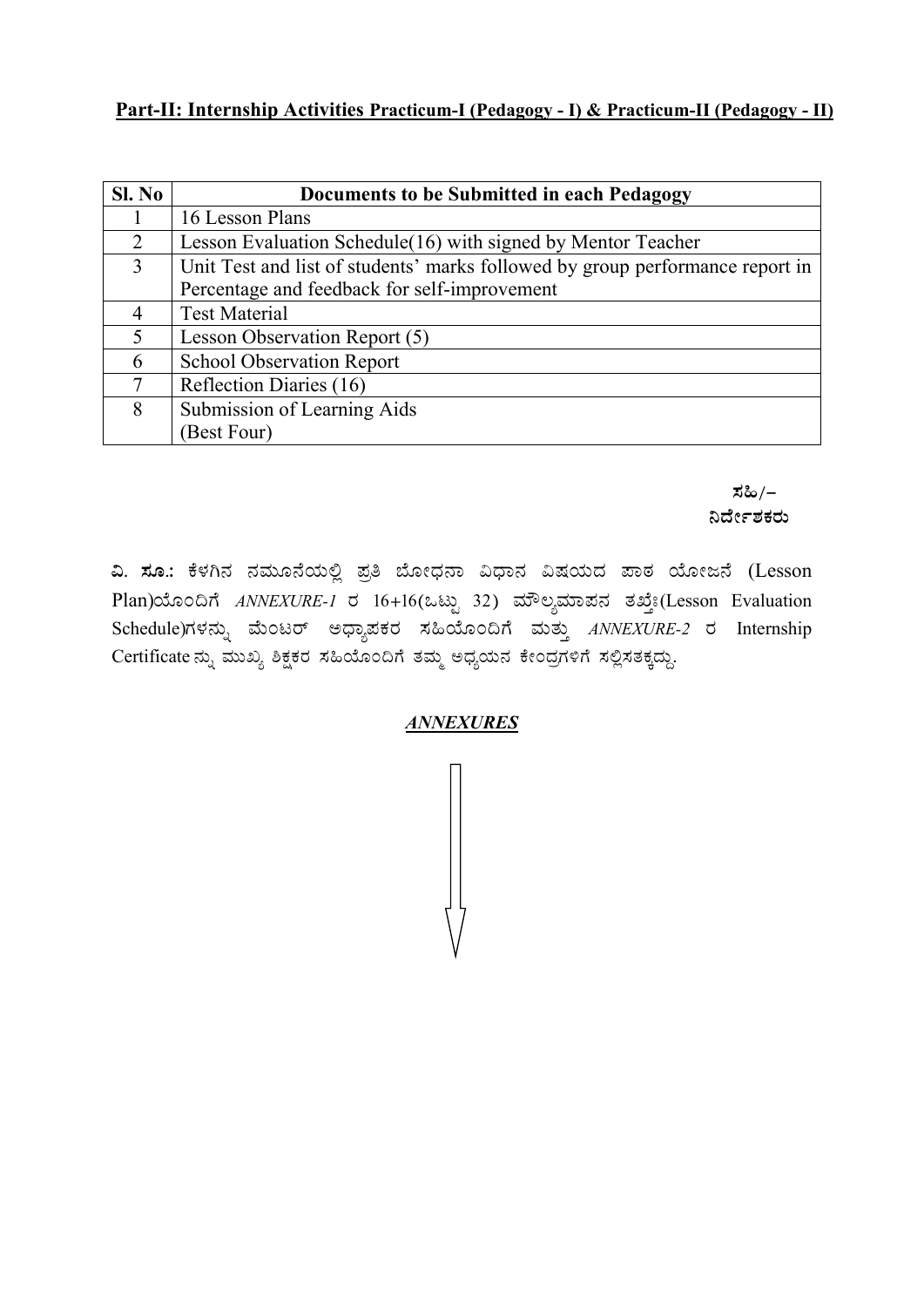**Part-II: Internship Activities Practicum-I (Pedagogy - I) & Practicum-II (Pedagogy - II)**

| Sl. No | Documents to be Submitted in each Pedagogy |
|---|---|
| 1 | 16 Lesson Plans |
| 2 | Lesson Evaluation Schedule(16) with signed by Mentor Teacher |
| 3 | Unit Test and list of students' marks followed by group performance report in Percentage and feedback for self-improvement |
| 4 | Test Material |
| 5 | Lesson Observation Report (5) |
| 6 | School Observation Report |
| 7 | Reflection Diaries (16) |
| 8 | Submission of Learning Aids (Best Four) |

ಸಹಿ/–
ನಿರ್ದೇಶಕರು

**ವಿ. ಸೂ.:** ಕೆಳಗಿನ ನಮೂನೆಯಲ್ಲಿ ಪ್ರತಿ ಬೋಧನಾ ವಿಧಾನ ವಿಷಯದ ಪಾಠ ಯೋಜನೆ (Lesson Plan)ಯೊಂದಿಗೆ *ANNEXURE-1* ರ 16+16(ಒಟ್ಟು 32) ಮೌಲ್ಯಮಾಪನ ತಖ್ತೆ(Lesson Evaluation Schedule)ಗಳನ್ನು ಮೆಂಟರ್ ಅಧ್ಯಾಪಕರ ಸಹಿಯೊಂದಿಗೆ ಮತ್ತು *ANNEXURE-2* ರ Internship Certificate ನ್ನು ಮುಖ್ಯ ಶಿಕ್ಷಕರ ಸಹಿಯೊಂದಿಗೆ ತಮ್ಮ ಅಧ್ಯಯನ ಕೇಂದ್ರಗಳಿಗೆ ಸಲ್ಲಿಸತಕ್ಕದ್ದು.

***ANNEXURES***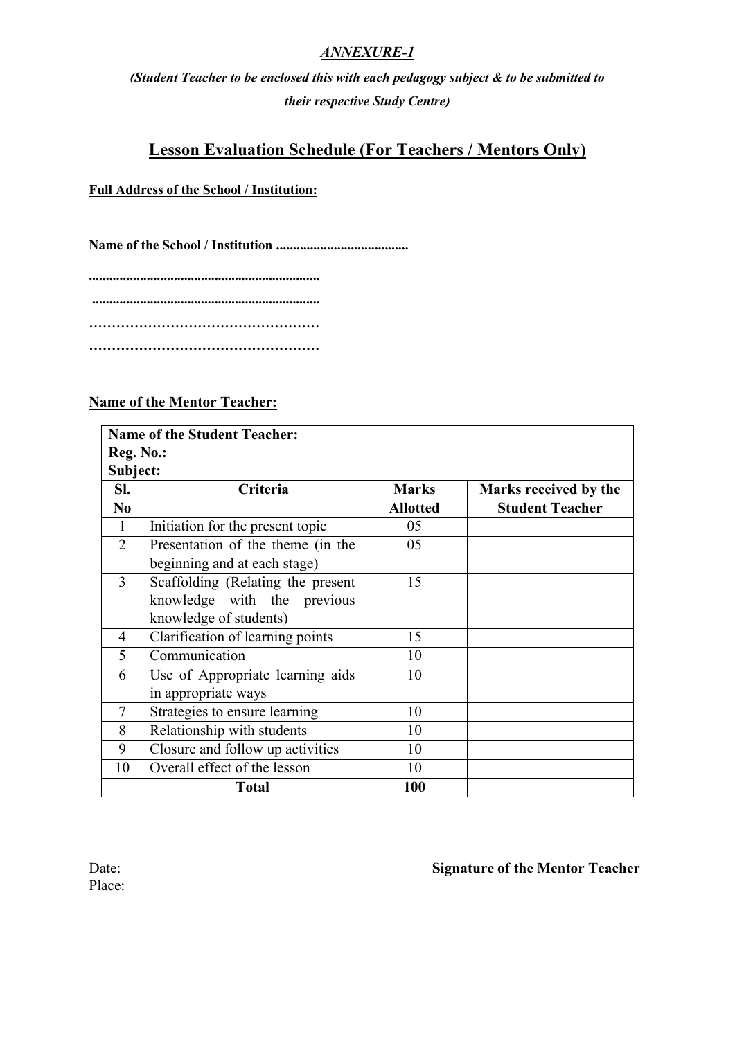***ANNEXURE-1***

***(Student Teacher to be enclosed this with each pedagogy subject & to be submitted to their respective Study Centre)***

## Lesson Evaluation Schedule (For Teachers / Mentors Only)

**Full Address of the School / Institution:**

**Name of the School / Institution .......................................**

**....................................................................**

**....................................................................**

**……………………………………………**

**……………………………………………**

**Name of the Mentor Teacher:**

| **Name of the Student Teacher:**<br>**Reg. No.:**<br>**Subject:** | | | |
|---|---|---|---|
| **Sl. No** | **Criteria** | **Marks Allotted** | **Marks received by the Student Teacher** |
| 1 | Initiation for the present topic | 05 | |
| 2 | Presentation of the theme (in the beginning and at each stage) | 05 | |
| 3 | Scaffolding (Relating the present knowledge with the previous knowledge of students) | 15 | |
| 4 | Clarification of learning points | 15 | |
| 5 | Communication | 10 | |
| 6 | Use of Appropriate learning aids in appropriate ways | 10 | |
| 7 | Strategies to ensure learning | 10 | |
| 8 | Relationship with students | 10 | |
| 9 | Closure and follow up activities | 10 | |
| 10 | Overall effect of the lesson | 10 | |
| | **Total** | **100** | |

Date:

Place:

**Signature of the Mentor Teacher**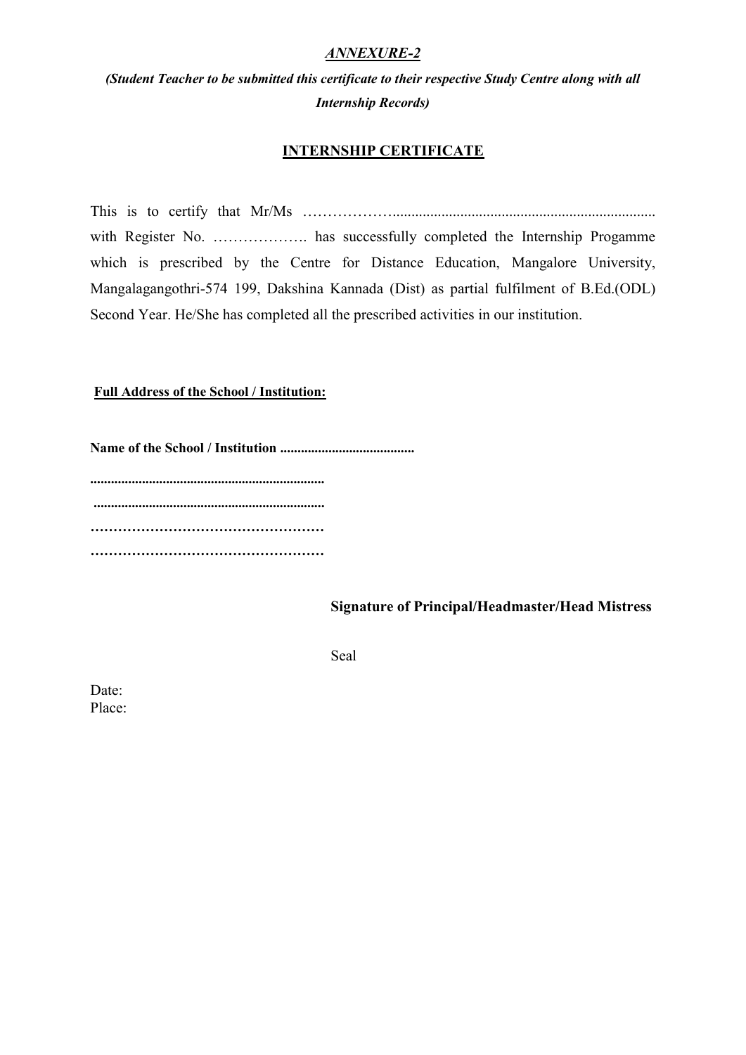*__ANNEXURE-2__*

***(Student Teacher to be submitted this certificate to their respective Study Centre along with all Internship Records)***

## <u>INTERNSHIP CERTIFICATE</u>

This is to certify that Mr/Ms ………………....................................................................... with Register No. ………………. has successfully completed the Internship Progamme which is prescribed by the Centre for Distance Education, Mangalore University, Mangalagangothri-574 199, Dakshina Kannada (Dist) as partial fulfilment of B.Ed.(ODL) Second Year. He/She has completed all the prescribed activities in our institution.

**<u>Full Address of the School / Institution:</u>**

**Name of the School / Institution .......................................**

**...................................................................**

**...................................................................**

**……………………………………………**

**……………………………………………**

**Signature of Principal/Headmaster/Head Mistress**

Seal

Date:
Place: